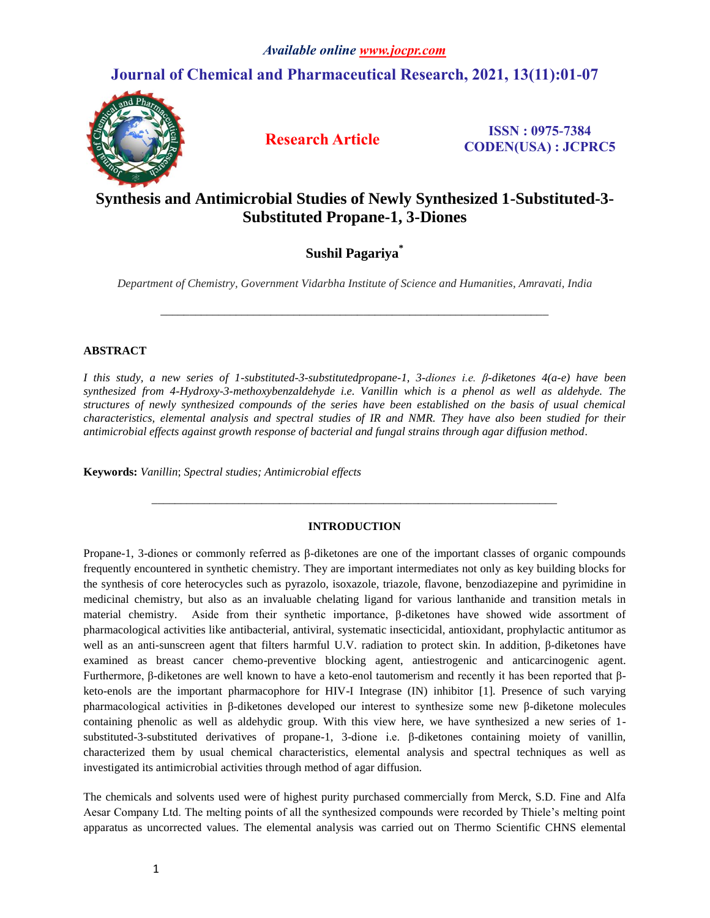*Available online www.jocpr.com*

# Journal of Chemical and Pharmaceutical Research, 2021, 13(11):01-07

**Research Article**

**ISSN : 0975-7384**
**CODEN(USA) : JCPRC5**

# Synthesis and Antimicrobial Studies of Newly Synthesized 1-Substituted-3-Substituted Propane-1, 3-Diones

**Sushil Pagariya***

*Department of Chemistry, Government Vidarbha Institute of Science and Humanities, Amravati, India*

---

## ABSTRACT

*I this study, a new series of 1-substituted-3-substitutedpropane-1, 3-diones i.e. β-diketones 4(a-e) have been synthesized from 4-Hydroxy-3-methoxybenzaldehyde i.e. Vanillin which is a phenol as well as aldehyde. The structures of newly synthesized compounds of the series have been established on the basis of usual chemical characteristics, elemental analysis and spectral studies of IR and NMR. They have also been studied for their antimicrobial effects against growth response of bacterial and fungal strains through agar diffusion method.*

**Keywords:** *Vanillin*; *Spectral studies; Antimicrobial effects*

---

## INTRODUCTION

Propane-1, 3-diones or commonly referred as β-diketones are one of the important classes of organic compounds frequently encountered in synthetic chemistry. They are important intermediates not only as key building blocks for the synthesis of core heterocycles such as pyrazolo, isoxazole, triazole, flavone, benzodiazepine and pyrimidine in medicinal chemistry, but also as an invaluable chelating ligand for various lanthanide and transition metals in material chemistry. Aside from their synthetic importance, β-diketones have showed wide assortment of pharmacological activities like antibacterial, antiviral, systematic insecticidal, antioxidant, prophylactic antitumor as well as an anti-sunscreen agent that filters harmful U.V. radiation to protect skin. In addition, β-diketones have examined as breast cancer chemo-preventive blocking agent, antiestrogenic and anticarcinogenic agent. Furthermore, β-diketones are well known to have a keto-enol tautomerism and recently it has been reported that β-keto-enols are the important pharmacophore for HIV-I Integrase (IN) inhibitor [1]. Presence of such varying pharmacological activities in β-diketones developed our interest to synthesize some new β-diketone molecules containing phenolic as well as aldehydic group. With this view here, we have synthesized a new series of 1-substituted-3-substituted derivatives of propane-1, 3-dione i.e. β-diketones containing moiety of vanillin, characterized them by usual chemical characteristics, elemental analysis and spectral techniques as well as investigated its antimicrobial activities through method of agar diffusion.

The chemicals and solvents used were of highest purity purchased commercially from Merck, S.D. Fine and Alfa Aesar Company Ltd. The melting points of all the synthesized compounds were recorded by Thiele's melting point apparatus as uncorrected values. The elemental analysis was carried out on Thermo Scientific CHNS elemental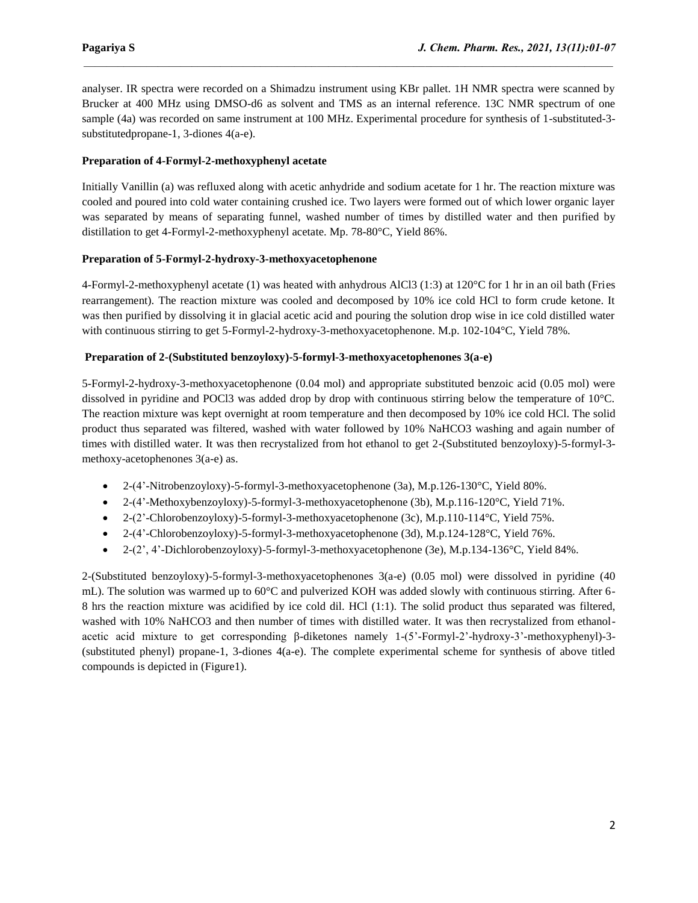analyser. IR spectra were recorded on a Shimadzu instrument using KBr pallet. 1H NMR spectra were scanned by Brucker at 400 MHz using DMSO-d6 as solvent and TMS as an internal reference. 13C NMR spectrum of one sample (4a) was recorded on same instrument at 100 MHz. Experimental procedure for synthesis of 1-substituted-3-substitutedpropane-1, 3-diones 4(a-e).

**Preparation of 4-Formyl-2-methoxyphenyl acetate**

Initially Vanillin (a) was refluxed along with acetic anhydride and sodium acetate for 1 hr. The reaction mixture was cooled and poured into cold water containing crushed ice. Two layers were formed out of which lower organic layer was separated by means of separating funnel, washed number of times by distilled water and then purified by distillation to get 4-Formyl-2-methoxyphenyl acetate. Mp. 78-80°C, Yield 86%.

**Preparation of 5-Formyl-2-hydroxy-3-methoxyacetophenone**

4-Formyl-2-methoxyphenyl acetate (1) was heated with anhydrous $AlCl_3$ (1:3) at 120°C for 1 hr in an oil bath (Fries rearrangement). The reaction mixture was cooled and decomposed by 10% ice cold HCl to form crude ketone. It was then purified by dissolving it in glacial acetic acid and pouring the solution drop wise in ice cold distilled water with continuous stirring to get 5-Formyl-2-hydroxy-3-methoxyacetophenone. M.p. 102-104°C, Yield 78%.

**Preparation of 2-(Substituted benzoyloxy)-5-formyl-3-methoxyacetophenones 3(a-e)**

5-Formyl-2-hydroxy-3-methoxyacetophenone (0.04 mol) and appropriate substituted benzoic acid (0.05 mol) were dissolved in pyridine and $POCl_3$ was added drop by drop with continuous stirring below the temperature of 10°C. The reaction mixture was kept overnight at room temperature and then decomposed by 10% ice cold HCl. The solid product thus separated was filtered, washed with water followed by 10% $NaHCO_3$ washing and again number of times with distilled water. It was then recrystalized from hot ethanol to get 2-(Substituted benzoyloxy)-5-formyl-3-methoxy-acetophenones 3(a-e) as.

- 2-(4'-Nitrobenzoyloxy)-5-formyl-3-methoxyacetophenone (3a), M.p.126-130°C, Yield 80%.
- 2-(4'-Methoxybenzoyloxy)-5-formyl-3-methoxyacetophenone (3b), M.p.116-120°C, Yield 71%.
- 2-(2'-Chlorobenzoyloxy)-5-formyl-3-methoxyacetophenone (3c), M.p.110-114°C, Yield 75%.
- 2-(4'-Chlorobenzoyloxy)-5-formyl-3-methoxyacetophenone (3d), M.p.124-128°C, Yield 76%.
- 2-(2', 4'-Dichlorobenzoyloxy)-5-formyl-3-methoxyacetophenone (3e), M.p.134-136°C, Yield 84%.

2-(Substituted benzoyloxy)-5-formyl-3-methoxyacetophenones 3(a-e) (0.05 mol) were dissolved in pyridine (40 mL). The solution was warmed up to 60°C and pulverized KOH was added slowly with continuous stirring. After 6-8 hrs the reaction mixture was acidified by ice cold dil. HCl (1:1). The solid product thus separated was filtered, washed with 10% $NaHCO_3$ and then number of times with distilled water. It was then recrystalized from ethanol-acetic acid mixture to get corresponding β-diketones namely 1-(5'-Formyl-2'-hydroxy-3'-methoxyphenyl)-3-(substituted phenyl) propane-1, 3-diones 4(a-e). The complete experimental scheme for synthesis of above titled compounds is depicted in (Figure1).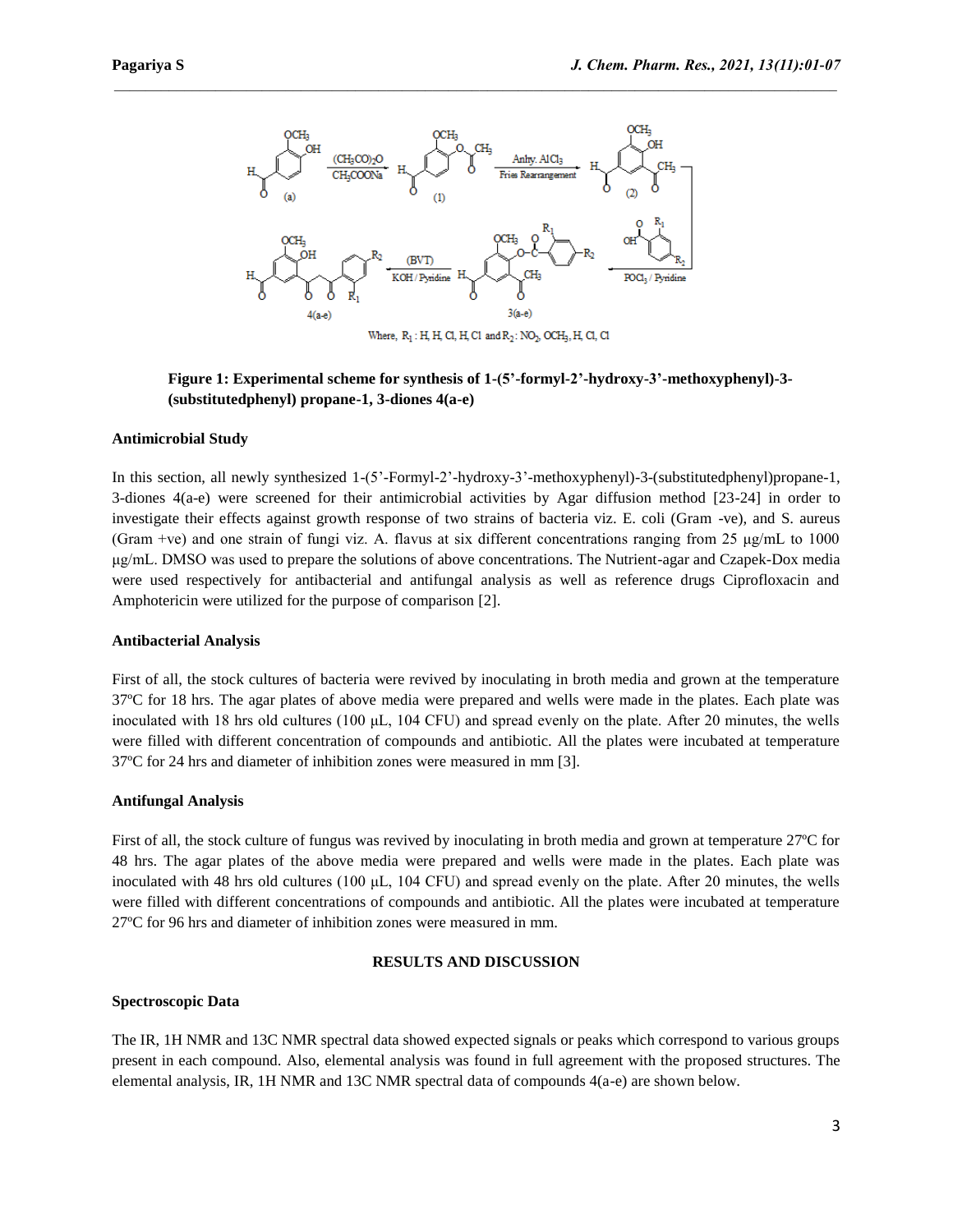Where, $R_1$ : H, H, Cl, H, Cl and $R_2$ : $NO_2$, $OCH_3$, H, Cl, Cl

**Figure 1: Experimental scheme for synthesis of 1-(5'-formyl-2'-hydroxy-3'-methoxyphenyl)-3-(substitutedphenyl) propane-1, 3-diones 4(a-e)**

### Antimicrobial Study

In this section, all newly synthesized 1-(5'-Formyl-2'-hydroxy-3'-methoxyphenyl)-3-(substitutedphenyl)propane-1, 3-diones 4(a-e) were screened for their antimicrobial activities by Agar diffusion method [23-24] in order to investigate their effects against growth response of two strains of bacteria viz. E. coli (Gram -ve), and S. aureus (Gram +ve) and one strain of fungi viz. A. flavus at six different concentrations ranging from 25 μg/mL to 1000 μg/mL. DMSO was used to prepare the solutions of above concentrations. The Nutrient-agar and Czapek-Dox media were used respectively for antibacterial and antifungal analysis as well as reference drugs Ciprofloxacin and Amphotericin were utilized for the purpose of comparison [2].

### Antibacterial Analysis

First of all, the stock cultures of bacteria were revived by inoculating in broth media and grown at the temperature 37ºC for 18 hrs. The agar plates of above media were prepared and wells were made in the plates. Each plate was inoculated with 18 hrs old cultures (100 μL, 104 CFU) and spread evenly on the plate. After 20 minutes, the wells were filled with different concentration of compounds and antibiotic. All the plates were incubated at temperature 37ºC for 24 hrs and diameter of inhibition zones were measured in mm [3].

### Antifungal Analysis

First of all, the stock culture of fungus was revived by inoculating in broth media and grown at temperature 27ºC for 48 hrs. The agar plates of the above media were prepared and wells were made in the plates. Each plate was inoculated with 48 hrs old cultures (100 μL, 104 CFU) and spread evenly on the plate. After 20 minutes, the wells were filled with different concentrations of compounds and antibiotic. All the plates were incubated at temperature 27ºC for 96 hrs and diameter of inhibition zones were measured in mm.

## RESULTS AND DISCUSSION

### Spectroscopic Data

The IR, 1H NMR and 13C NMR spectral data showed expected signals or peaks which correspond to various groups present in each compound. Also, elemental analysis was found in full agreement with the proposed structures. The elemental analysis, IR, 1H NMR and 13C NMR spectral data of compounds 4(a-e) are shown below.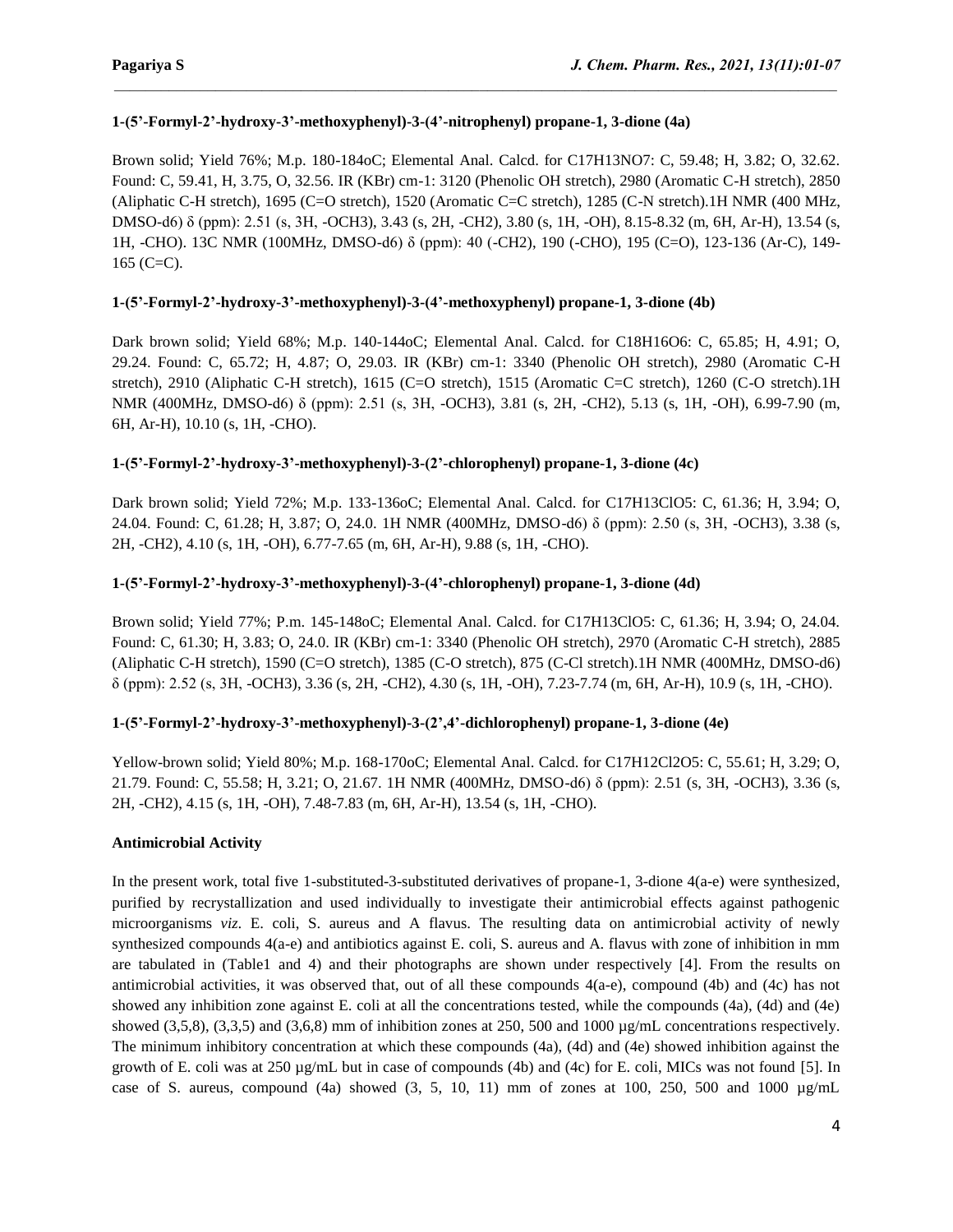### 1-(5’-Formyl-2’-hydroxy-3’-methoxyphenyl)-3-(4’-nitrophenyl) propane-1, 3-dione (4a)

Brown solid; Yield 76%; M.p. 180-184oC; Elemental Anal. Calcd. for $C_{17}H_{13}NO_7$: C, 59.48; H, 3.82; O, 32.62. Found: C, 59.41, H, 3.75, O, 32.56. IR (KBr) $cm^{-1}$: 3120 (Phenolic OH stretch), 2980 (Aromatic C-H stretch), 2850 (Aliphatic C-H stretch), 1695 (C=O stretch), 1520 (Aromatic C=C stretch), 1285 (C-N stretch).$^{1}H$ NMR (400 MHz, DMSO-d6) δ (ppm): 2.51 (s, 3H, $-OCH_3$), 3.43 (s, 2H, $-CH_2$), 3.80 (s, 1H, -OH), 8.15-8.32 (m, 6H, Ar-H), 13.54 (s, 1H, -CHO). $^{13}C$ NMR (100MHz, DMSO-d6) δ (ppm): 40 ($-CH_2$), 190 (-CHO), 195 (C=O), 123-136 (Ar-C), 149-165 (C=C).

### 1-(5’-Formyl-2’-hydroxy-3’-methoxyphenyl)-3-(4’-methoxyphenyl) propane-1, 3-dione (4b)

Dark brown solid; Yield 68%; M.p. 140-144oC; Elemental Anal. Calcd. for $C_{18}H_{16}O_6$: C, 65.85; H, 4.91; O, 29.24. Found: C, 65.72; H, 4.87; O, 29.03. IR (KBr) $cm^{-1}$: 3340 (Phenolic OH stretch), 2980 (Aromatic C-H stretch), 2910 (Aliphatic C-H stretch), 1615 (C=O stretch), 1515 (Aromatic C=C stretch), 1260 (C-O stretch).$^{1}H$ NMR (400MHz, DMSO-d6) δ (ppm): 2.51 (s, 3H, $-OCH_3$), 3.81 (s, 2H, $-CH_2$), 5.13 (s, 1H, -OH), 6.99-7.90 (m, 6H, Ar-H), 10.10 (s, 1H, -CHO).

### 1-(5’-Formyl-2’-hydroxy-3’-methoxyphenyl)-3-(2’-chlorophenyl) propane-1, 3-dione (4c)

Dark brown solid; Yield 72%; M.p. 133-136oC; Elemental Anal. Calcd. for $C_{17}H_{13}ClO_5$: C, 61.36; H, 3.94; O, 24.04. Found: C, 61.28; H, 3.87; O, 24.0. $^{1}H$ NMR (400MHz, DMSO-d6) δ (ppm): 2.50 (s, 3H, $-OCH_3$), 3.38 (s, 2H, $-CH_2$), 4.10 (s, 1H, -OH), 6.77-7.65 (m, 6H, Ar-H), 9.88 (s, 1H, -CHO).

### 1-(5’-Formyl-2’-hydroxy-3’-methoxyphenyl)-3-(4’-chlorophenyl) propane-1, 3-dione (4d)

Brown solid; Yield 77%; P.m. 145-148oC; Elemental Anal. Calcd. for $C_{17}H_{13}ClO_5$: C, 61.36; H, 3.94; O, 24.04. Found: C, 61.30; H, 3.83; O, 24.0. IR (KBr) $cm^{-1}$: 3340 (Phenolic OH stretch), 2970 (Aromatic C-H stretch), 2885 (Aliphatic C-H stretch), 1590 (C=O stretch), 1385 (C-O stretch), 875 (C-Cl stretch).$^{1}H$ NMR (400MHz, DMSO-d6) δ (ppm): 2.52 (s, 3H, $-OCH_3$), 3.36 (s, 2H, $-CH_2$), 4.30 (s, 1H, -OH), 7.23-7.74 (m, 6H, Ar-H), 10.9 (s, 1H, -CHO).

### 1-(5’-Formyl-2’-hydroxy-3’-methoxyphenyl)-3-(2’,4’-dichlorophenyl) propane-1, 3-dione (4e)

Yellow-brown solid; Yield 80%; M.p. 168-170oC; Elemental Anal. Calcd. for $C_{17}H_{12}Cl_2O_5$: C, 55.61; H, 3.29; O, 21.79. Found: C, 55.58; H, 3.21; O, 21.67. $^{1}H$ NMR (400MHz, DMSO-d6) δ (ppm): 2.51 (s, 3H, $-OCH_3$), 3.36 (s, 2H, $-CH_2$), 4.15 (s, 1H, -OH), 7.48-7.83 (m, 6H, Ar-H), 13.54 (s, 1H, -CHO).

### Antimicrobial Activity

In the present work, total five 1-substituted-3-substituted derivatives of propane-1, 3-dione 4(a-e) were synthesized, purified by recrystallization and used individually to investigate their antimicrobial effects against pathogenic microorganisms *viz*. E. coli, S. aureus and A flavus. The resulting data on antimicrobial activity of newly synthesized compounds 4(a-e) and antibiotics against E. coli, S. aureus and A. flavus with zone of inhibition in mm are tabulated in (Table1 and 4) and their photographs are shown under respectively [4]. From the results on antimicrobial activities, it was observed that, out of all these compounds 4(a-e), compound (4b) and (4c) has not showed any inhibition zone against E. coli at all the concentrations tested, while the compounds (4a), (4d) and (4e) showed (3,5,8), (3,3,5) and (3,6,8) mm of inhibition zones at 250, 500 and 1000 µg/mL concentrations respectively. The minimum inhibitory concentration at which these compounds (4a), (4d) and (4e) showed inhibition against the growth of E. coli was at 250 µg/mL but in case of compounds (4b) and (4c) for E. coli, MICs was not found [5]. In case of S. aureus, compound (4a) showed (3, 5, 10, 11) mm of zones at 100, 250, 500 and 1000 µg/mL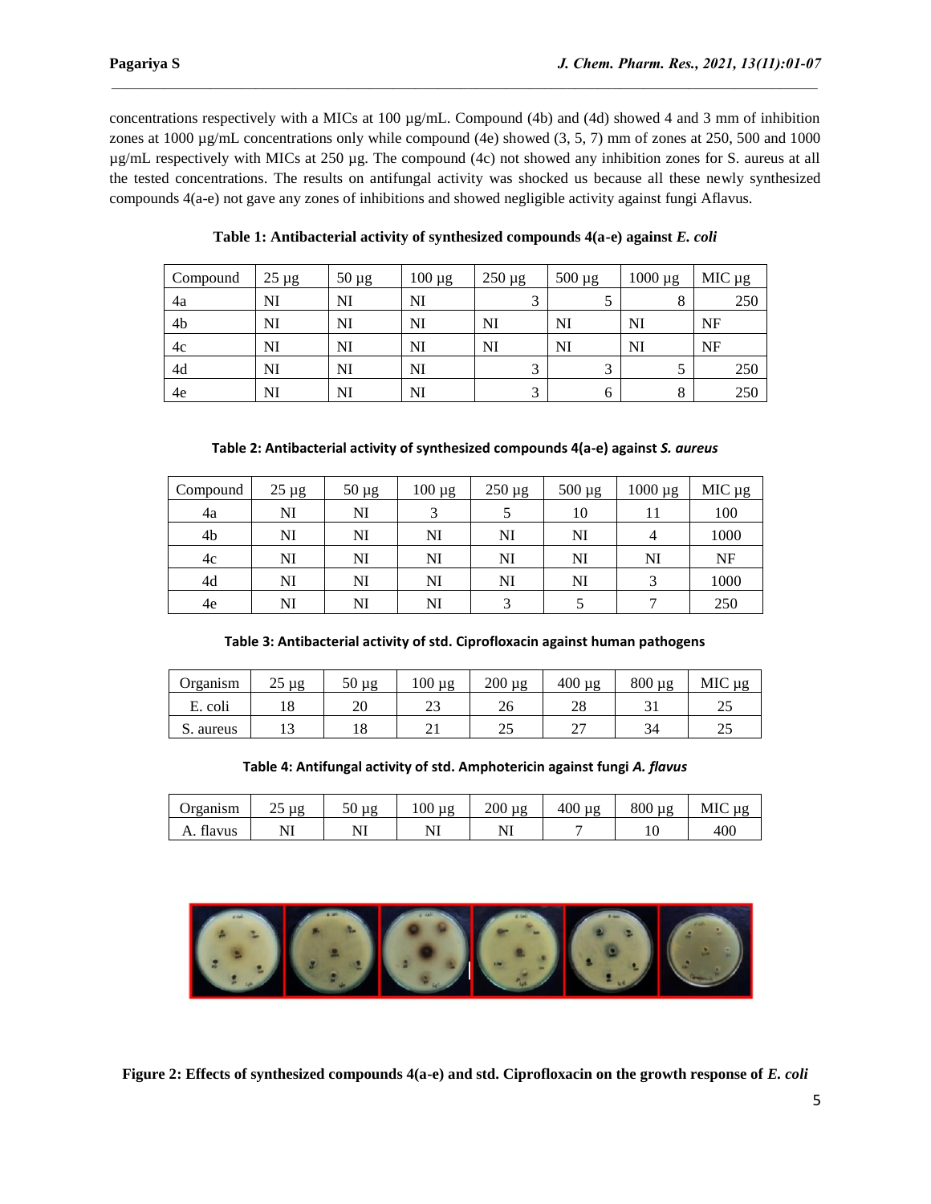concentrations respectively with a MICs at 100 µg/mL. Compound (4b) and (4d) showed 4 and 3 mm of inhibition zones at 1000 µg/mL concentrations only while compound (4e) showed (3, 5, 7) mm of zones at 250, 500 and 1000 µg/mL respectively with MICs at 250 µg. The compound (4c) not showed any inhibition zones for S. aureus at all the tested concentrations. The results on antifungal activity was shocked us because all these newly synthesized compounds 4(a-e) not gave any zones of inhibitions and showed negligible activity against fungi Aflavus.

**Table 1: Antibacterial activity of synthesized compounds 4(a-e) against *E. coli***

| Compound | 25 µg | 50 µg | 100 µg | 250 µg | 500 µg | 1000 µg | MIC µg |
|---|---|---|---|---|---|---|---|
| 4a | NI | NI | NI | 3 | 5 | 8 | 250 |
| 4b | NI | NI | NI | NI | NI | NI | NF |
| 4c | NI | NI | NI | NI | NI | NI | NF |
| 4d | NI | NI | NI | 3 | 3 | 5 | 250 |
| 4e | NI | NI | NI | 3 | 6 | 8 | 250 |

**Table 2: Antibacterial activity of synthesized compounds 4(a-e) against *S. aureus***

| Compound | 25 µg | 50 µg | 100 µg | 250 µg | 500 µg | 1000 µg | MIC µg |
|---|---|---|---|---|---|---|---|
| 4a | NI | NI | 3 | 5 | 10 | 11 | 100 |
| 4b | NI | NI | NI | NI | NI | 4 | 1000 |
| 4c | NI | NI | NI | NI | NI | NI | NF |
| 4d | NI | NI | NI | NI | NI | 3 | 1000 |
| 4e | NI | NI | NI | 3 | 5 | 7 | 250 |

**Table 3: Antibacterial activity of std. Ciprofloxacin against human pathogens**

| Organism | 25 µg | 50 µg | 100 µg | 200 µg | 400 µg | 800 µg | MIC µg |
|---|---|---|---|---|---|---|---|
| E. coli | 18 | 20 | 23 | 26 | 28 | 31 | 25 |
| S. aureus | 13 | 18 | 21 | 25 | 27 | 34 | 25 |

**Table 4: Antifungal activity of std. Amphotericin against fungi *A. flavus***

| Organism | 25 µg | 50 µg | 100 µg | 200 µg | 400 µg | 800 µg | MIC µg |
|---|---|---|---|---|---|---|---|
| A. flavus | NI | NI | NI | NI | 7 | 10 | 400 |

**Figure 2: Effects of synthesized compounds 4(a-e) and std. Ciprofloxacin on the growth response of *E. coli***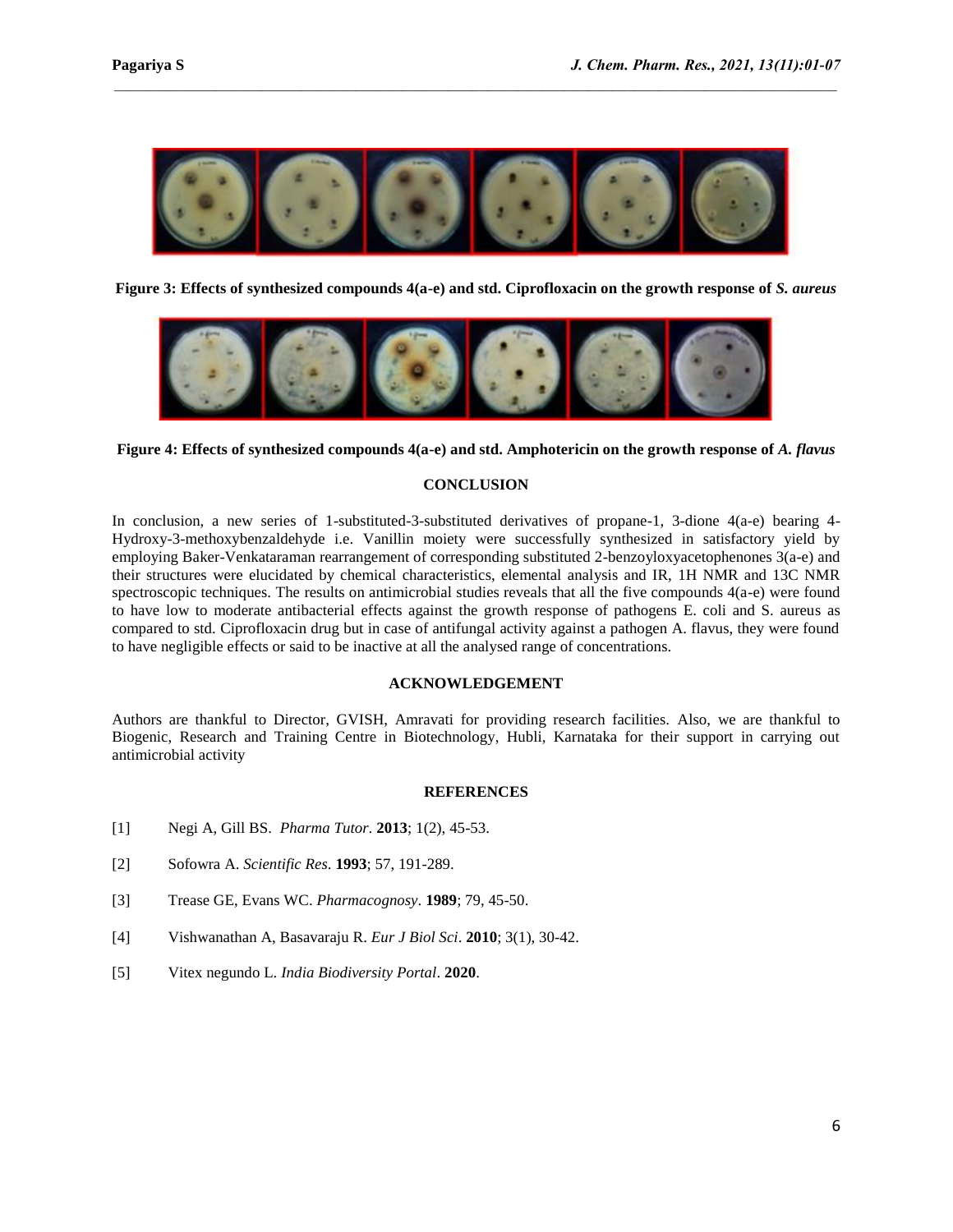**Figure 3: Effects of synthesized compounds 4(a-e) and std. Ciprofloxacin on the growth response of *S. aureus***

**Figure 4: Effects of synthesized compounds 4(a-e) and std. Amphotericin on the growth response of *A. flavus***

## CONCLUSION

In conclusion, a new series of 1-substituted-3-substituted derivatives of propane-1, 3-dione 4(a-e) bearing 4-Hydroxy-3-methoxybenzaldehyde i.e. Vanillin moiety were successfully synthesized in satisfactory yield by employing Baker-Venkataraman rearrangement of corresponding substituted 2-benzoyloxyacetophenones 3(a-e) and their structures were elucidated by chemical characteristics, elemental analysis and IR, 1H NMR and 13C NMR spectroscopic techniques. The results on antimicrobial studies reveals that all the five compounds 4(a-e) were found to have low to moderate antibacterial effects against the growth response of pathogens E. coli and S. aureus as compared to std. Ciprofloxacin drug but in case of antifungal activity against a pathogen A. flavus, they were found to have negligible effects or said to be inactive at all the analysed range of concentrations.

## ACKNOWLEDGEMENT

Authors are thankful to Director, GVISH, Amravati for providing research facilities. Also, we are thankful to Biogenic, Research and Training Centre in Biotechnology, Hubli, Karnataka for their support in carrying out antimicrobial activity

## REFERENCES

[1] Negi A, Gill BS. *Pharma Tutor*. **2013**; 1(2), 45-53.

[2] Sofowra A. *Scientific Res*. **1993**; 57, 191-289.

[3] Trease GE, Evans WC. *Pharmacognosy*. **1989**; 79, 45-50.

[4] Vishwanathan A, Basavaraju R. *Eur J Biol Sci*. **2010**; 3(1), 30-42.

[5] Vitex negundo L. *India Biodiversity Portal*. **2020**.